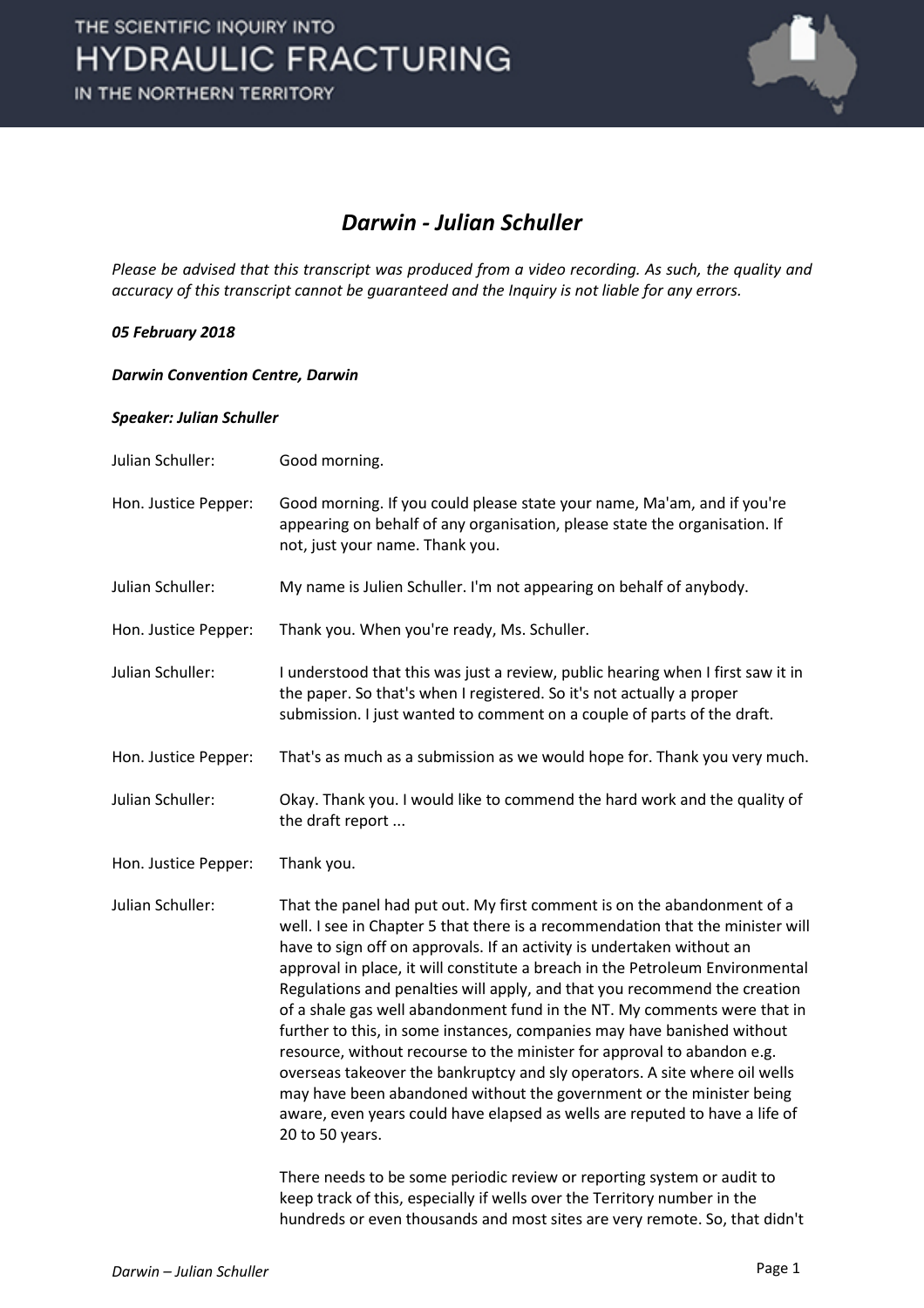# Darwin - Julian Schuller

*Please be advised that this transcript was produced from a video recording. As such, the quality and accuracy of this transcript cannot be guaranteed and the Inquiry is not liable for any errors.*

***05 February 2018***

***Darwin Convention Centre, Darwin***

***Speaker: Julian Schuller***

| | |
|---|---|
| Julian Schuller: | Good morning. |
| Hon. Justice Pepper: | Good morning. If you could please state your name, Ma'am, and if you're appearing on behalf of any organisation, please state the organisation. If not, just your name. Thank you. |
| Julian Schuller: | My name is Julien Schuller. I'm not appearing on behalf of anybody. |
| Hon. Justice Pepper: | Thank you. When you're ready, Ms. Schuller. |
| Julian Schuller: | I understood that this was just a review, public hearing when I first saw it in the paper. So that's when I registered. So it's not actually a proper submission. I just wanted to comment on a couple of parts of the draft. |
| Hon. Justice Pepper: | That's as much as a submission as we would hope for. Thank you very much. |
| Julian Schuller: | Okay. Thank you. I would like to commend the hard work and the quality of the draft report ... |
| Hon. Justice Pepper: | Thank you. |
| Julian Schuller: | That the panel had put out. My first comment is on the abandonment of a well. I see in Chapter 5 that there is a recommendation that the minister will have to sign off on approvals. If an activity is undertaken without an approval in place, it will constitute a breach in the Petroleum Environmental Regulations and penalties will apply, and that you recommend the creation of a shale gas well abandonment fund in the NT. My comments were that in further to this, in some instances, companies may have banished without resource, without recourse to the minister for approval to abandon e.g. overseas takeover the bankruptcy and sly operators. A site where oil wells may have been abandoned without the government or the minister being aware, even years could have elapsed as wells are reputed to have a life of 20 to 50 years.<br><br>There needs to be some periodic review or reporting system or audit to keep track of this, especially if wells over the Territory number in the hundreds or even thousands and most sites are very remote. So, that didn't |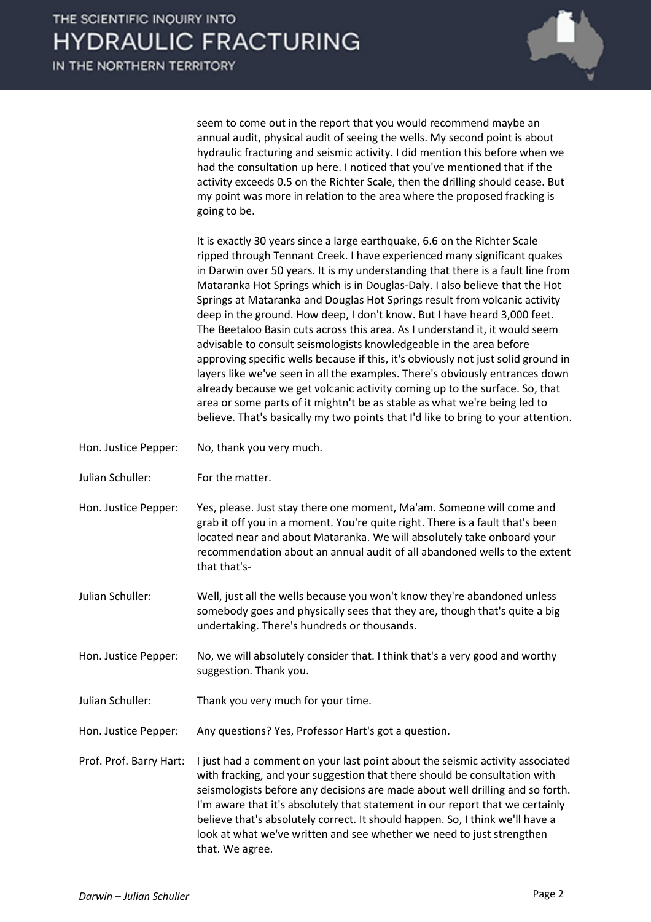seem to come out in the report that you would recommend maybe an annual audit, physical audit of seeing the wells. My second point is about hydraulic fracturing and seismic activity. I did mention this before when we had the consultation up here. I noticed that you've mentioned that if the activity exceeds 0.5 on the Richter Scale, then the drilling should cease. But my point was more in relation to the area where the proposed fracking is going to be.

It is exactly 30 years since a large earthquake, 6.6 on the Richter Scale ripped through Tennant Creek. I have experienced many significant quakes in Darwin over 50 years. It is my understanding that there is a fault line from Mataranka Hot Springs which is in Douglas-Daly. I also believe that the Hot Springs at Mataranka and Douglas Hot Springs result from volcanic activity deep in the ground. How deep, I don't know. But I have heard 3,000 feet. The Beetaloo Basin cuts across this area. As I understand it, it would seem advisable to consult seismologists knowledgeable in the area before approving specific wells because if this, it's obviously not just solid ground in layers like we've seen in all the examples. There's obviously entrances down already because we get volcanic activity coming up to the surface. So, that area or some parts of it mightn't be as stable as what we're being led to believe. That's basically my two points that I'd like to bring to your attention.

**Hon. Justice Pepper:** No, thank you very much.

**Julian Schuller:** For the matter.

**Hon. Justice Pepper:** Yes, please. Just stay there one moment, Ma'am. Someone will come and grab it off you in a moment. You're quite right. There is a fault that's been located near and about Mataranka. We will absolutely take onboard your recommendation about an annual audit of all abandoned wells to the extent that that's-

**Julian Schuller:** Well, just all the wells because you won't know they're abandoned unless somebody goes and physically sees that they are, though that's quite a big undertaking. There's hundreds or thousands.

**Hon. Justice Pepper:** No, we will absolutely consider that. I think that's a very good and worthy suggestion. Thank you.

**Julian Schuller:** Thank you very much for your time.

**Hon. Justice Pepper:** Any questions? Yes, Professor Hart's got a question.

**Prof. Prof. Barry Hart:** I just had a comment on your last point about the seismic activity associated with fracking, and your suggestion that there should be consultation with seismologists before any decisions are made about well drilling and so forth. I'm aware that it's absolutely that statement in our report that we certainly believe that's absolutely correct. It should happen. So, I think we'll have a look at what we've written and see whether we need to just strengthen that. We agree.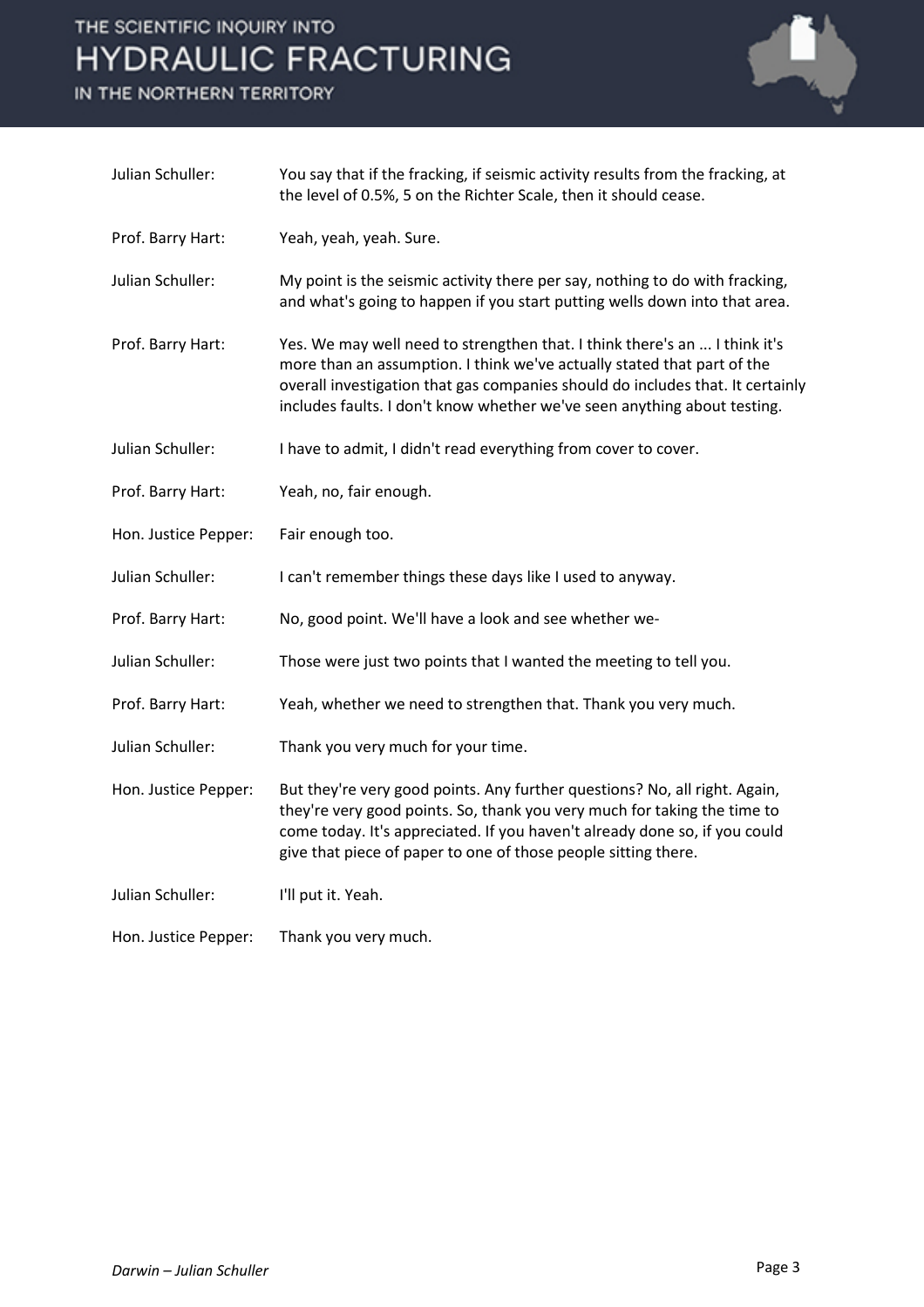Julian Schuller: You say that if the fracking, if seismic activity results from the fracking, at the level of 0.5%, 5 on the Richter Scale, then it should cease.

Prof. Barry Hart: Yeah, yeah, yeah. Sure.

Julian Schuller: My point is the seismic activity there per say, nothing to do with fracking, and what's going to happen if you start putting wells down into that area.

Prof. Barry Hart: Yes. We may well need to strengthen that. I think there's an ... I think it's more than an assumption. I think we've actually stated that part of the overall investigation that gas companies should do includes that. It certainly includes faults. I don't know whether we've seen anything about testing.

Julian Schuller: I have to admit, I didn't read everything from cover to cover.

Prof. Barry Hart: Yeah, no, fair enough.

Hon. Justice Pepper: Fair enough too.

Julian Schuller: I can't remember things these days like I used to anyway.

Prof. Barry Hart: No, good point. We'll have a look and see whether we-

Julian Schuller: Those were just two points that I wanted the meeting to tell you.

Prof. Barry Hart: Yeah, whether we need to strengthen that. Thank you very much.

Julian Schuller: Thank you very much for your time.

Hon. Justice Pepper: But they're very good points. Any further questions? No, all right. Again, they're very good points. So, thank you very much for taking the time to come today. It's appreciated. If you haven't already done so, if you could give that piece of paper to one of those people sitting there.

Julian Schuller: I'll put it. Yeah.

Hon. Justice Pepper: Thank you very much.